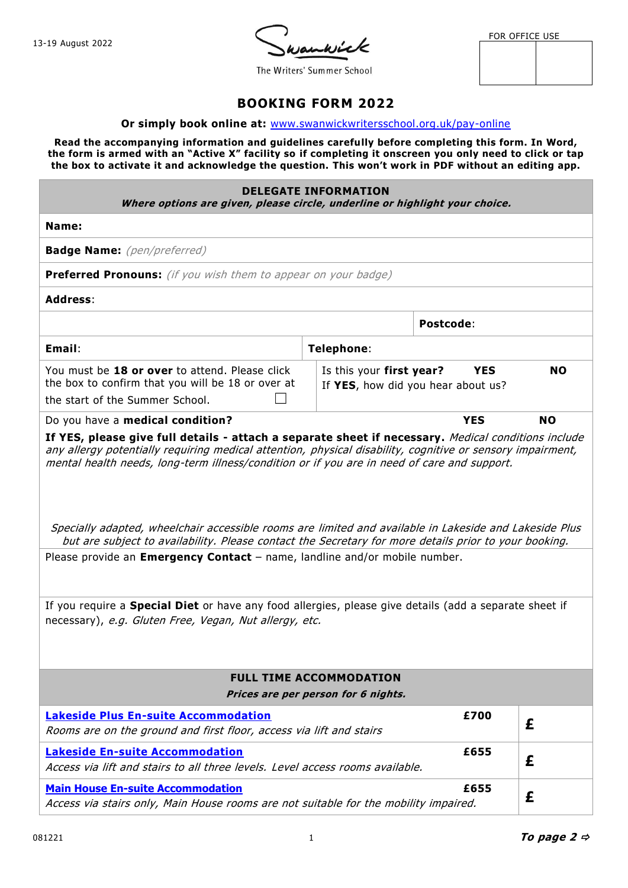13-19 August 2022

Swanwick

The Writers' Summer School

FOR OFFICE USE

# BOOKING FORM 2022

**Or simply book online at:** [www.swanwickwritersschool.org.uk/pay-online](www.swanwickwritersschool.org.uk/pay-online)

**Read the accompanying information and guidelines carefully before completing this form. In Word, the form is armed with an "Active X" facility so if completing it onscreen you only need to click or tap the box to activate it and acknowledge the question. This won't work in PDF without an editing app.**

## DELEGATE INFORMATION

***Where options are given, please circle, underline or highlight your choice.***

**Name:**

**Badge Name:** *(pen/preferred)*

**Preferred Pronouns:** *(if you wish them to appear on your badge)*

**Address:**

**Postcode:**

**Email:**

**Telephone:**

You must be **18 or over** to attend. Please click the box to confirm that you will be 18 or over at the start of the Summer School. ☐

Is this your **first year?** **YES** **NO**
If **YES**, how did you hear about us?

Do you have a **medical condition?** **YES** **NO**

**If YES, please give full details - attach a separate sheet if necessary.** *Medical conditions include any allergy potentially requiring medical attention, physical disability, cognitive or sensory impairment, mental health needs, long-term illness/condition or if you are in need of care and support.*

*Specially adapted, wheelchair accessible rooms are limited and available in Lakeside and Lakeside Plus but are subject to availability. Please contact the Secretary for more details prior to your booking.*

Please provide an **Emergency Contact** – name, landline and/or mobile number.

If you require a **Special Diet** or have any food allergies, please give details (add a separate sheet if necessary), *e.g. Gluten Free, Vegan, Nut allergy, etc.*

## FULL TIME ACCOMMODATION

***Prices are per person for 6 nights.***

| | | |
|---|---|---|
| **Lakeside Plus En-suite Accommodation**<br>*Rooms are on the ground and first floor, access via lift and stairs* | **£700** | **£** |
| **Lakeside En-suite Accommodation**<br>*Access via lift and stairs to all three levels. Level access rooms available.* | **£655** | **£** |
| **Main House En-suite Accommodation**<br>*Access via stairs only, Main House rooms are not suitable for the mobility impaired.* | **£655** | **£** |

081221

***To page 2*** ⇨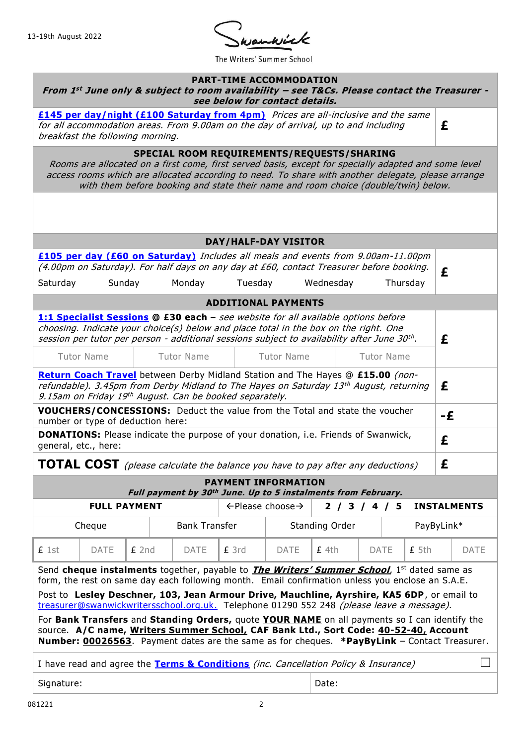13-19th August 2022

Swanwick
The Writers' Summer School

## PART-TIME ACCOMMODATION

***From 1st June only & subject to room availability – see T&Cs. Please contact the Treasurer - see below for contact details.***

| | |
|---|---|
| **£145 per day/night (£100 Saturday from 4pm)** *Prices are all-inclusive and the same for all accommodation areas. From 9.00am on the day of arrival, up to and including breakfast the following morning.* | **£** |

## SPECIAL ROOM REQUIREMENTS/REQUESTS/SHARING

*Rooms are allocated on a first come, first served basis, except for specially adapted and some level access rooms which are allocated according to need. To share with another delegate, please arrange with them before booking and state their name and room choice (double/twin) below.*

## DAY/HALF-DAY VISITOR

| | |
|---|---|
| **£105 per day (£60 on Saturday)** *Includes all meals and events from 9.00am-11.00pm (4.00pm on Saturday). For half days on any day at £60, contact Treasurer before booking.* <br> Saturday Sunday Monday Tuesday Wednesday Thursday | **£** |

## ADDITIONAL PAYMENTS

| | |
|---|---|
| **1:1 Specialist Sessions @ £30 each** – *see website for all available options before choosing. Indicate your choice(s) below and place total in the box on the right. One session per tutor per person - additional sessions subject to availability after June 30th.* <br> Tutor Name / Tutor Name / Tutor Name / Tutor Name | **£** |
| **Return Coach Travel** between Derby Midland Station and The Hayes @ **£15.00** *(non-refundable). 3.45pm from Derby Midland to The Hayes on Saturday 13th August, returning 9.15am on Friday 19th August. Can be booked separately.* | **£** |
| **VOUCHERS/CONCESSIONS:** Deduct the value from the Total and state the voucher number or type of deduction here: | **-£** |
| **DONATIONS:** Please indicate the purpose of your donation, i.e. Friends of Swanwick, general, etc., here: | **£** |
| **TOTAL COST** *(please calculate the balance you have to pay after any deductions)* | **£** |

## PAYMENT INFORMATION

***Full payment by 30th June. Up to 5 instalments from February.***

| **FULL PAYMENT** | ←Please choose→ | **2 / 3 / 4 / 5 INSTALMENTS** | |
|---|---|---|---|
| Cheque | Bank Transfer | Standing Order | PayByLink* |

| | | | | | | | | | |
|---|---|---|---|---|---|---|---|---|---|
| £ 1st | DATE | £ 2nd | DATE | £ 3rd | DATE | £ 4th | DATE | £ 5th | DATE |

Send **cheque instalments** together, payable to ***The Writers' Summer School***, 1st dated same as form, the rest on same day each following month. Email confirmation unless you enclose an S.A.E.

Post to **Lesley Deschner, 103, Jean Armour Drive, Mauchline, Ayrshire, KA5 6DP**, or email to treasurer@swanwickwritersschool.org.uk. Telephone 01290 552 248 *(please leave a message).*

For **Bank Transfers** and **Standing Orders,** quote **YOUR NAME** on all payments so I can identify the source. **A/C name, Writers Summer School, CAF Bank Ltd., Sort Code: 40-52-40, Account Number: 00026563**. Payment dates are the same as for cheques. ***PayByLink** – Contact Treasurer.

I have read and agree the **Terms & Conditions** *(inc. Cancellation Policy & Insurance)* ☐

| | |
|---|---|
| Signature: | Date: |

081221